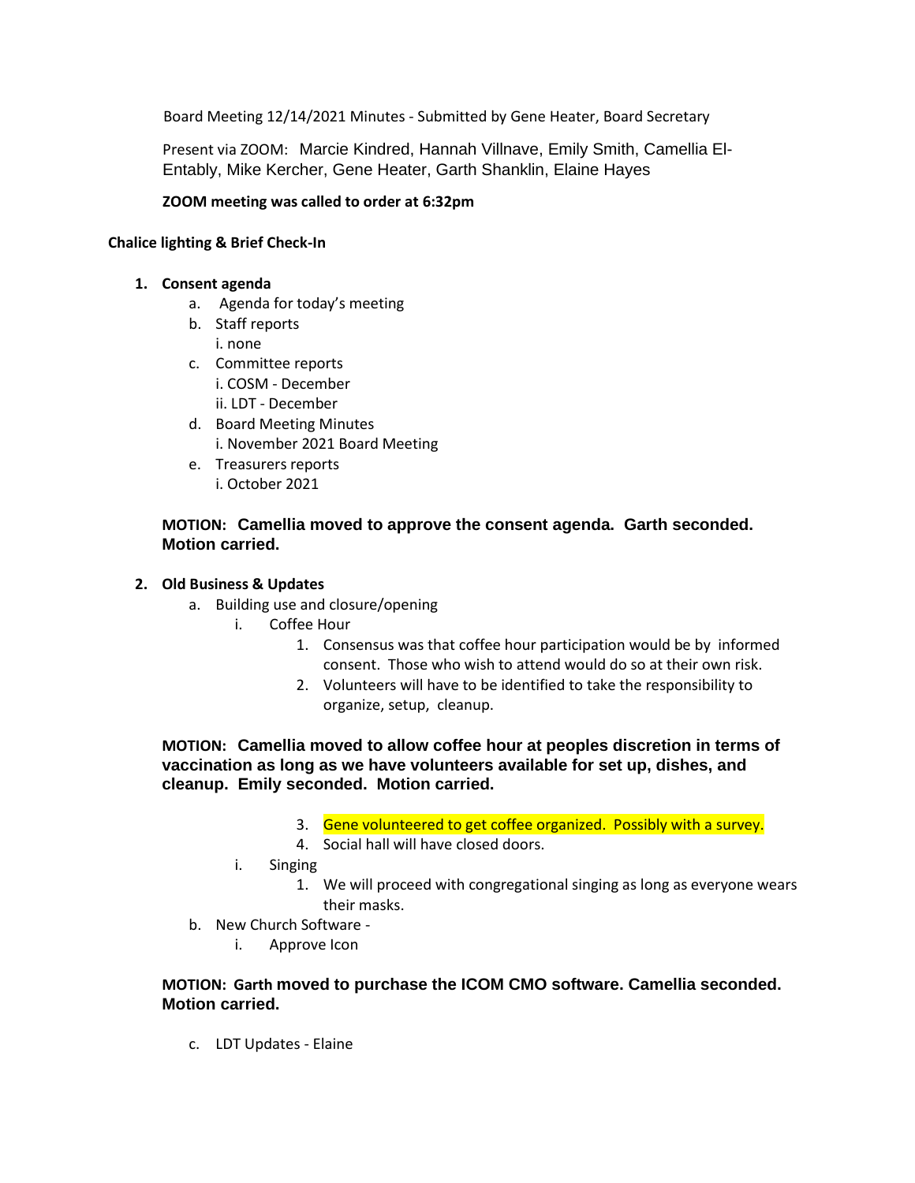Board Meeting 12/14/2021 Minutes - Submitted by Gene Heater, Board Secretary

Present via ZOOM: Marcie Kindred, Hannah Villnave, Emily Smith, Camellia El-Entably, Mike Kercher, Gene Heater, Garth Shanklin, Elaine Hayes

**ZOOM meeting was called to order at 6:32pm**

**Chalice lighting & Brief Check-In**

1. **Consent agenda**
   a. Agenda for today's meeting
   b. Staff reports
      i. none
   c. Committee reports
      i. COSM - December
      ii. LDT - December
   d. Board Meeting Minutes
      i. November 2021 Board Meeting
   e. Treasurers reports
      i. October 2021

**MOTION: Camellia moved to approve the consent agenda. Garth seconded. Motion carried.**

2. **Old Business & Updates**
   a. Building use and closure/opening
      i. Coffee Hour
         1. Consensus was that coffee hour participation would be by informed consent. Those who wish to attend would do so at their own risk.
         2. Volunteers will have to be identified to take the responsibility to organize, setup, cleanup.

**MOTION: Camellia moved to allow coffee hour at peoples discretion in terms of vaccination as long as we have volunteers available for set up, dishes, and cleanup. Emily seconded. Motion carried.**

         3. Gene volunteered to get coffee organized. Possibly with a survey.
         4. Social hall will have closed doors.
      i. Singing
         1. We will proceed with congregational singing as long as everyone wears their masks.
   b. New Church Software -
      i. Approve Icon

**MOTION: Garth moved to purchase the ICOM CMO software. Camellia seconded. Motion carried.**

   c. LDT Updates - Elaine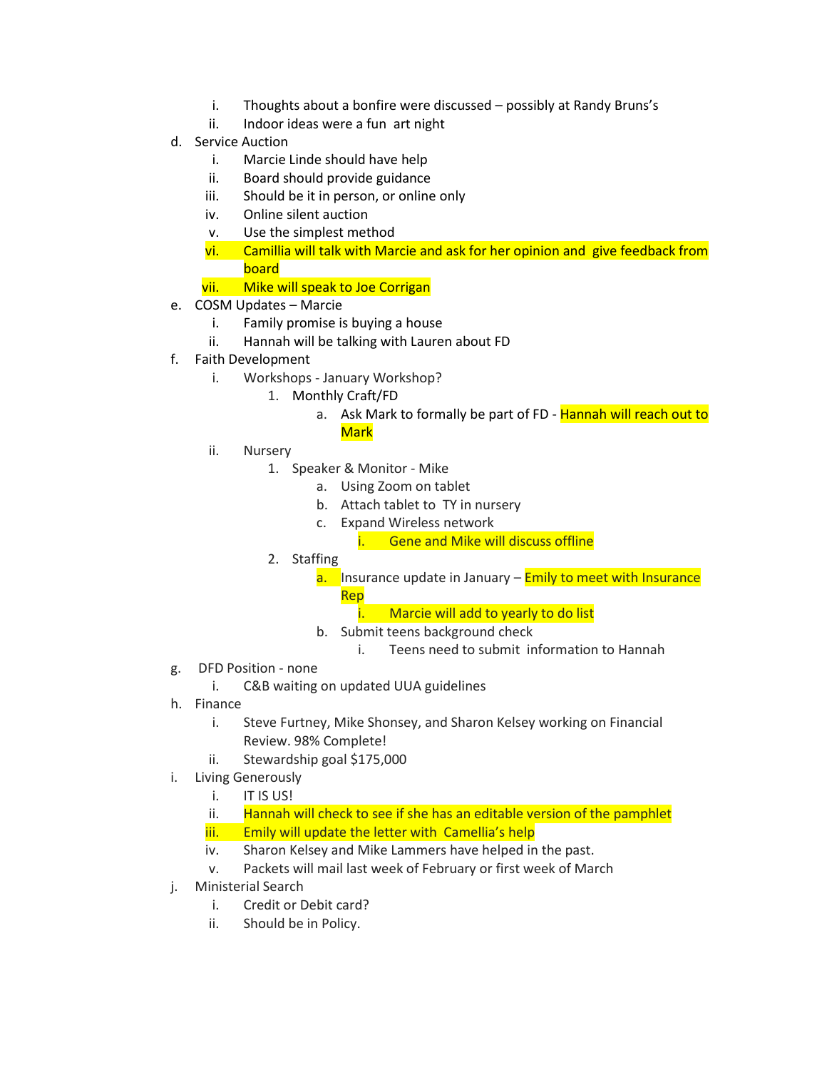- i. Thoughts about a bonfire were discussed – possibly at Randy Bruns's
   - ii. Indoor ideas were a fun  art night

d. Service Auction
   - i. Marcie Linde should have help
   - ii. Board should provide guidance
   - iii. Should be it in person, or online only
   - iv. Online silent auction
   - v. Use the simplest method
   - vi. Camillia will talk with Marcie and ask for her opinion and  give feedback from board
   - vii. Mike will speak to Joe Corrigan

e. COSM Updates – Marcie
   - i. Family promise is buying a house
   - ii. Hannah will be talking with Lauren about FD

f. Faith Development
   - i. Workshops - January Workshop?
      1. Monthly Craft/FD
         - a. Ask Mark to formally be part of FD - Hannah will reach out to Mark
   - ii. Nursery
      1. Speaker & Monitor - Mike
         - a. Using Zoom on tablet
         - b. Attach tablet to  TY in nursery
         - c. Expand Wireless network
            - i. Gene and Mike will discuss offline
      2. Staffing
         - a. Insurance update in January – Emily to meet with Insurance Rep
            - i. Marcie will add to yearly to do list
         - b. Submit teens background check
            - i. Teens need to submit  information to Hannah

g. DFD Position - none
   - i. C&B waiting on updated UUA guidelines

h. Finance
   - i. Steve Furtney, Mike Shonsey, and Sharon Kelsey working on Financial Review. 98% Complete!
   - ii. Stewardship goal $175,000

i. Living Generously
   - i. IT IS US!
   - ii. Hannah will check to see if she has an editable version of the pamphlet
   - iii. Emily will update the letter with  Camellia's help
   - iv. Sharon Kelsey and Mike Lammers have helped in the past.
   - v. Packets will mail last week of February or first week of March

j. Ministerial Search
   - i. Credit or Debit card?
   - ii. Should be in Policy.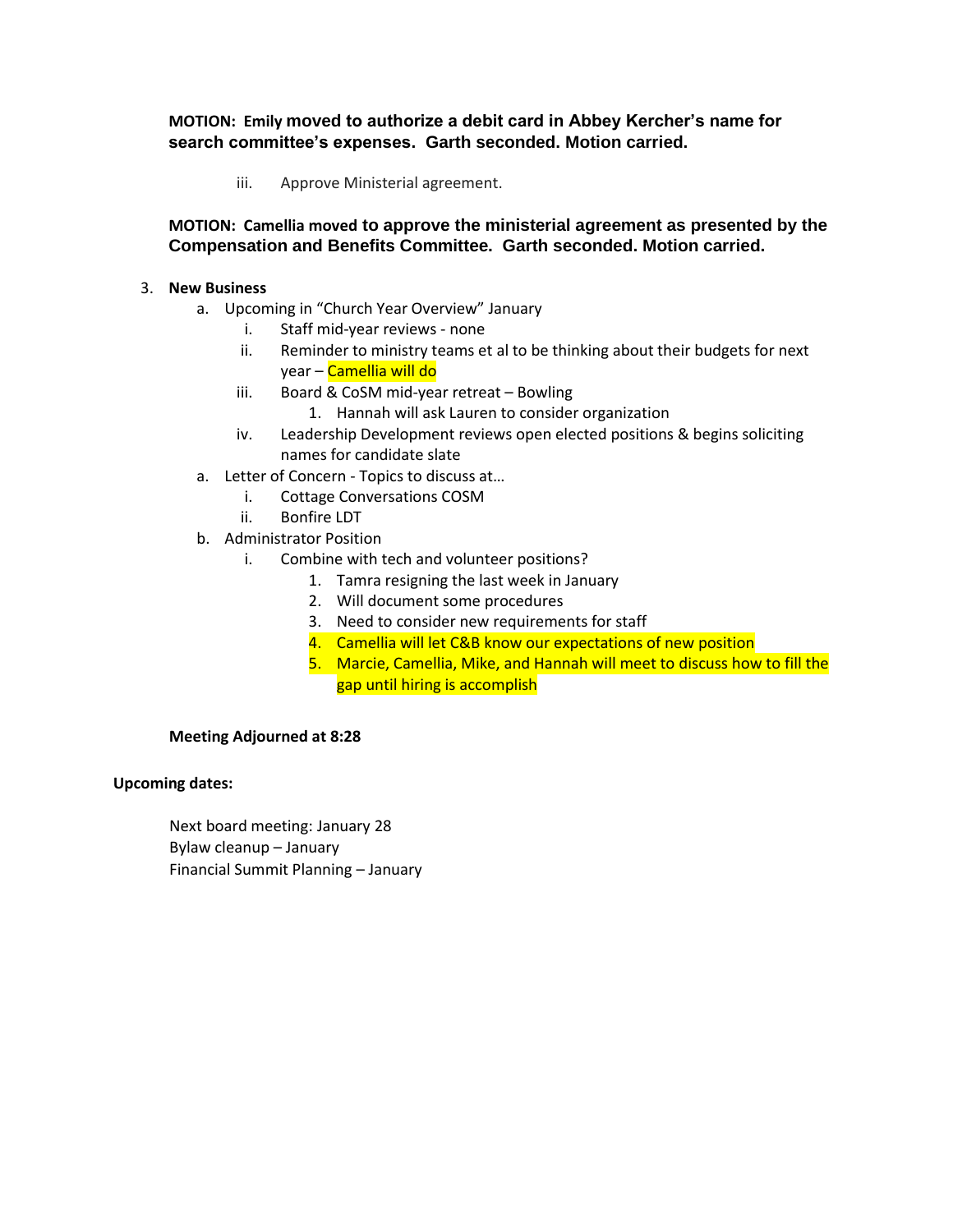**MOTION: Emily moved to authorize a debit card in Abbey Kercher's name for search committee's expenses. Garth seconded. Motion carried.**

iii. Approve Ministerial agreement.

**MOTION: Camellia moved to approve the ministerial agreement as presented by the Compensation and Benefits Committee. Garth seconded. Motion carried.**

3. **New Business**
   a. Upcoming in "Church Year Overview" January
      i. Staff mid-year reviews - none
      ii. Reminder to ministry teams et al to be thinking about their budgets for next year – Camellia will do
      iii. Board & CoSM mid-year retreat – Bowling
         1. Hannah will ask Lauren to consider organization
      iv. Leadership Development reviews open elected positions & begins soliciting names for candidate slate
   a. Letter of Concern - Topics to discuss at…
      i. Cottage Conversations COSM
      ii. Bonfire LDT
   b. Administrator Position
      i. Combine with tech and volunteer positions?
         1. Tamra resigning the last week in January
         2. Will document some procedures
         3. Need to consider new requirements for staff
         4. Camellia will let C&B know our expectations of new position
         5. Marcie, Camellia, Mike, and Hannah will meet to discuss how to fill the gap until hiring is accomplish

**Meeting Adjourned at 8:28**

**Upcoming dates:**

Next board meeting: January 28
Bylaw cleanup – January
Financial Summit Planning – January